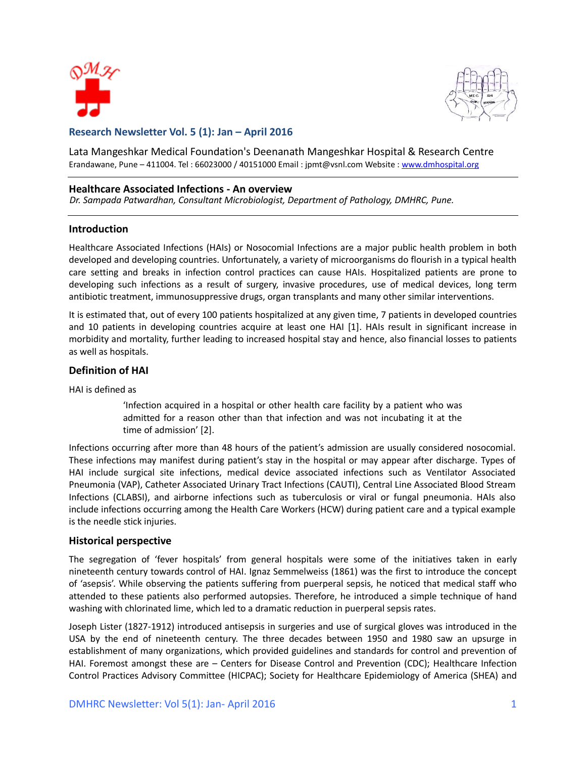**Research Newsletter Vol. 5 (1): Jan – April 2016**

Lata Mangeshkar Medical Foundation's Deenanath Mangeshkar Hospital & Research Centre
Erandawane, Pune – 411004. Tel : 66023000 / 40151000 Email : jpmt@vsnl.com Website : www.dmhospital.org

## Healthcare Associated Infections - An overview

*Dr. Sampada Patwardhan, Consultant Microbiologist, Department of Pathology, DMHRC, Pune.*

### Introduction

Healthcare Associated Infections (HAIs) or Nosocomial Infections are a major public health problem in both developed and developing countries. Unfortunately, a variety of microorganisms do flourish in a typical health care setting and breaks in infection control practices can cause HAIs. Hospitalized patients are prone to developing such infections as a result of surgery, invasive procedures, use of medical devices, long term antibiotic treatment, immunosuppressive drugs, organ transplants and many other similar interventions.

It is estimated that, out of every 100 patients hospitalized at any given time, 7 patients in developed countries and 10 patients in developing countries acquire at least one HAI [1]. HAIs result in significant increase in morbidity and mortality, further leading to increased hospital stay and hence, also financial losses to patients as well as hospitals.

### Definition of HAI

HAI is defined as

> 'Infection acquired in a hospital or other health care facility by a patient who was admitted for a reason other than that infection and was not incubating it at the time of admission' [2].

Infections occurring after more than 48 hours of the patient's admission are usually considered nosocomial. These infections may manifest during patient's stay in the hospital or may appear after discharge. Types of HAI include surgical site infections, medical device associated infections such as Ventilator Associated Pneumonia (VAP), Catheter Associated Urinary Tract Infections (CAUTI), Central Line Associated Blood Stream Infections (CLABSI), and airborne infections such as tuberculosis or viral or fungal pneumonia. HAIs also include infections occurring among the Health Care Workers (HCW) during patient care and a typical example is the needle stick injuries.

### Historical perspective

The segregation of 'fever hospitals' from general hospitals were some of the initiatives taken in early nineteenth century towards control of HAI. Ignaz Semmelweiss (1861) was the first to introduce the concept of 'asepsis'. While observing the patients suffering from puerperal sepsis, he noticed that medical staff who attended to these patients also performed autopsies. Therefore, he introduced a simple technique of hand washing with chlorinated lime, which led to a dramatic reduction in puerperal sepsis rates.

Joseph Lister (1827-1912) introduced antisepsis in surgeries and use of surgical gloves was introduced in the USA by the end of nineteenth century. The three decades between 1950 and 1980 saw an upsurge in establishment of many organizations, which provided guidelines and standards for control and prevention of HAI. Foremost amongst these are – Centers for Disease Control and Prevention (CDC); Healthcare Infection Control Practices Advisory Committee (HICPAC); Society for Healthcare Epidemiology of America (SHEA) and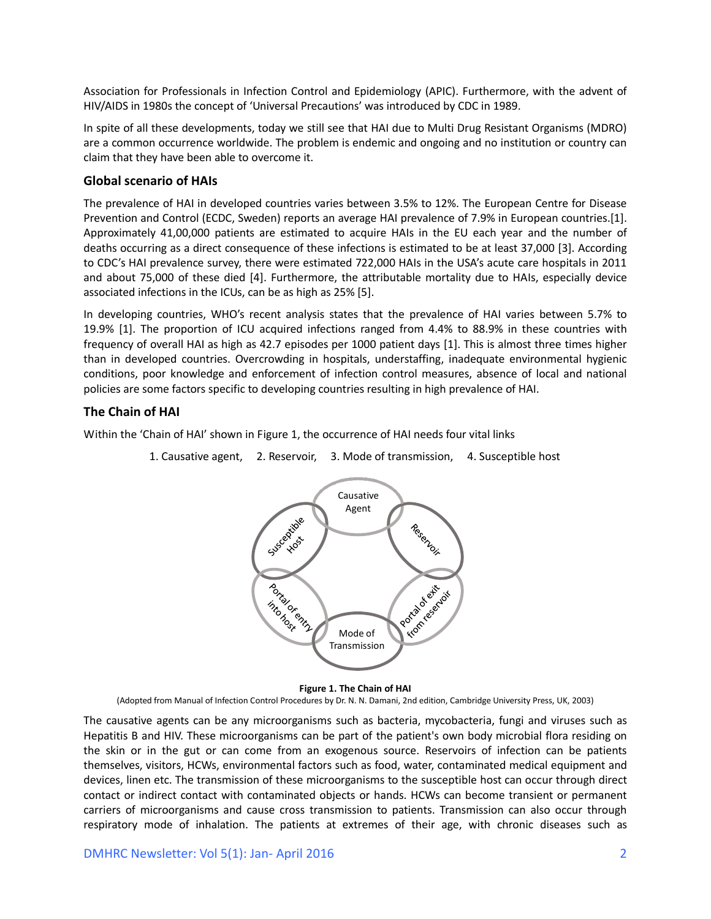Association for Professionals in Infection Control and Epidemiology (APIC). Furthermore, with the advent of HIV/AIDS in 1980s the concept of 'Universal Precautions' was introduced by CDC in 1989.

In spite of all these developments, today we still see that HAI due to Multi Drug Resistant Organisms (MDRO) are a common occurrence worldwide. The problem is endemic and ongoing and no institution or country can claim that they have been able to overcome it.

## Global scenario of HAIs

The prevalence of HAI in developed countries varies between 3.5% to 12%. The European Centre for Disease Prevention and Control (ECDC, Sweden) reports an average HAI prevalence of 7.9% in European countries.[1]. Approximately 41,00,000 patients are estimated to acquire HAIs in the EU each year and the number of deaths occurring as a direct consequence of these infections is estimated to be at least 37,000 [3]. According to CDC's HAI prevalence survey, there were estimated 722,000 HAIs in the USA's acute care hospitals in 2011 and about 75,000 of these died [4]. Furthermore, the attributable mortality due to HAIs, especially device associated infections in the ICUs, can be as high as 25% [5].

In developing countries, WHO's recent analysis states that the prevalence of HAI varies between 5.7% to 19.9% [1]. The proportion of ICU acquired infections ranged from 4.4% to 88.9% in these countries with frequency of overall HAI as high as 42.7 episodes per 1000 patient days [1]. This is almost three times higher than in developed countries. Overcrowding in hospitals, understaffing, inadequate environmental hygienic conditions, poor knowledge and enforcement of infection control measures, absence of local and national policies are some factors specific to developing countries resulting in high prevalence of HAI.

## The Chain of HAI

Within the 'Chain of HAI' shown in Figure 1, the occurrence of HAI needs four vital links

1. Causative agent, 2. Reservoir, 3. Mode of transmission, 4. Susceptible host

Causative Agent

Reservoir

Portal of exit from reservoir

Mode of Transmission

Portal of entry into host

Susceptible Host

**Figure 1. The Chain of HAI**

(Adopted from Manual of Infection Control Procedures by Dr. N. N. Damani, 2nd edition, Cambridge University Press, UK, 2003)

The causative agents can be any microorganisms such as bacteria, mycobacteria, fungi and viruses such as Hepatitis B and HIV. These microorganisms can be part of the patient's own body microbial flora residing on the skin or in the gut or can come from an exogenous source. Reservoirs of infection can be patients themselves, visitors, HCWs, environmental factors such as food, water, contaminated medical equipment and devices, linen etc. The transmission of these microorganisms to the susceptible host can occur through direct contact or indirect contact with contaminated objects or hands. HCWs can become transient or permanent carriers of microorganisms and cause cross transmission to patients. Transmission can also occur through respiratory mode of inhalation. The patients at extremes of their age, with chronic diseases such as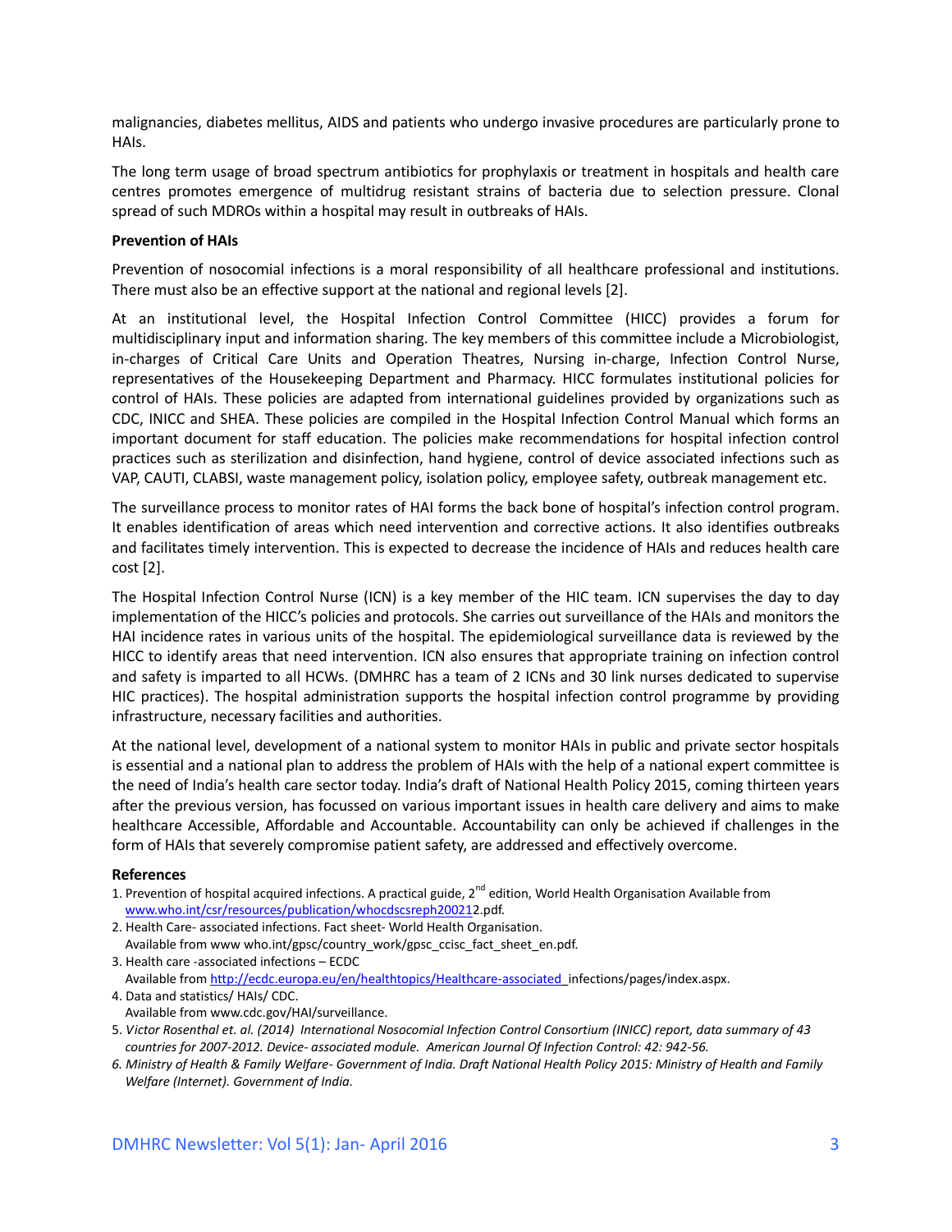malignancies, diabetes mellitus, AIDS and patients who undergo invasive procedures are particularly prone to HAIs.

The long term usage of broad spectrum antibiotics for prophylaxis or treatment in hospitals and health care centres promotes emergence of multidrug resistant strains of bacteria due to selection pressure. Clonal spread of such MDROs within a hospital may result in outbreaks of HAIs.

**Prevention of HAIs**

Prevention of nosocomial infections is a moral responsibility of all healthcare professional and institutions. There must also be an effective support at the national and regional levels [2].

At an institutional level, the Hospital Infection Control Committee (HICC) provides a forum for multidisciplinary input and information sharing. The key members of this committee include a Microbiologist, in-charges of Critical Care Units and Operation Theatres, Nursing in-charge, Infection Control Nurse, representatives of the Housekeeping Department and Pharmacy. HICC formulates institutional policies for control of HAIs. These policies are adapted from international guidelines provided by organizations such as CDC, INICC and SHEA. These policies are compiled in the Hospital Infection Control Manual which forms an important document for staff education. The policies make recommendations for hospital infection control practices such as sterilization and disinfection, hand hygiene, control of device associated infections such as VAP, CAUTI, CLABSI, waste management policy, isolation policy, employee safety, outbreak management etc.

The surveillance process to monitor rates of HAI forms the back bone of hospital's infection control program. It enables identification of areas which need intervention and corrective actions. It also identifies outbreaks and facilitates timely intervention. This is expected to decrease the incidence of HAIs and reduces health care cost [2].

The Hospital Infection Control Nurse (ICN) is a key member of the HIC team. ICN supervises the day to day implementation of the HICC's policies and protocols. She carries out surveillance of the HAIs and monitors the HAI incidence rates in various units of the hospital. The epidemiological surveillance data is reviewed by the HICC to identify areas that need intervention. ICN also ensures that appropriate training on infection control and safety is imparted to all HCWs. (DMHRC has a team of 2 ICNs and 30 link nurses dedicated to supervise HIC practices). The hospital administration supports the hospital infection control programme by providing infrastructure, necessary facilities and authorities.

At the national level, development of a national system to monitor HAIs in public and private sector hospitals is essential and a national plan to address the problem of HAIs with the help of a national expert committee is the need of India's health care sector today. India's draft of National Health Policy 2015, coming thirteen years after the previous version, has focussed on various important issues in health care delivery and aims to make healthcare Accessible, Affordable and Accountable. Accountability can only be achieved if challenges in the form of HAIs that severely compromise patient safety, are addressed and effectively overcome.

**References**

1. Prevention of hospital acquired infections. A practical guide, 2nd edition, World Health Organisation Available from www.who.int/csr/resources/publication/whocdscsreph20021​2.pdf.
2. Health Care- associated infections. Fact sheet- World Health Organisation. Available from www who.int/gpsc/country_work/gpsc_ccisc_fact_sheet_en.pdf.
3. Health care -associated infections – ECDC Available from http://ecdc.europa.eu/en/healthtopics/Healthcare-associated_infections/pages/index.aspx.
4. Data and statistics/ HAIs/ CDC. Available from www.cdc.gov/HAI/surveillance.
5. *Victor Rosenthal et. al. (2014) International Nosocomial Infection Control Consortium (INICC) report, data summary of 43 countries for 2007-2012. Device- associated module. American Journal Of Infection Control: 42: 942-56.*
6. *Ministry of Health & Family Welfare- Government of India. Draft National Health Policy 2015: Ministry of Health and Family Welfare (Internet). Government of India.*